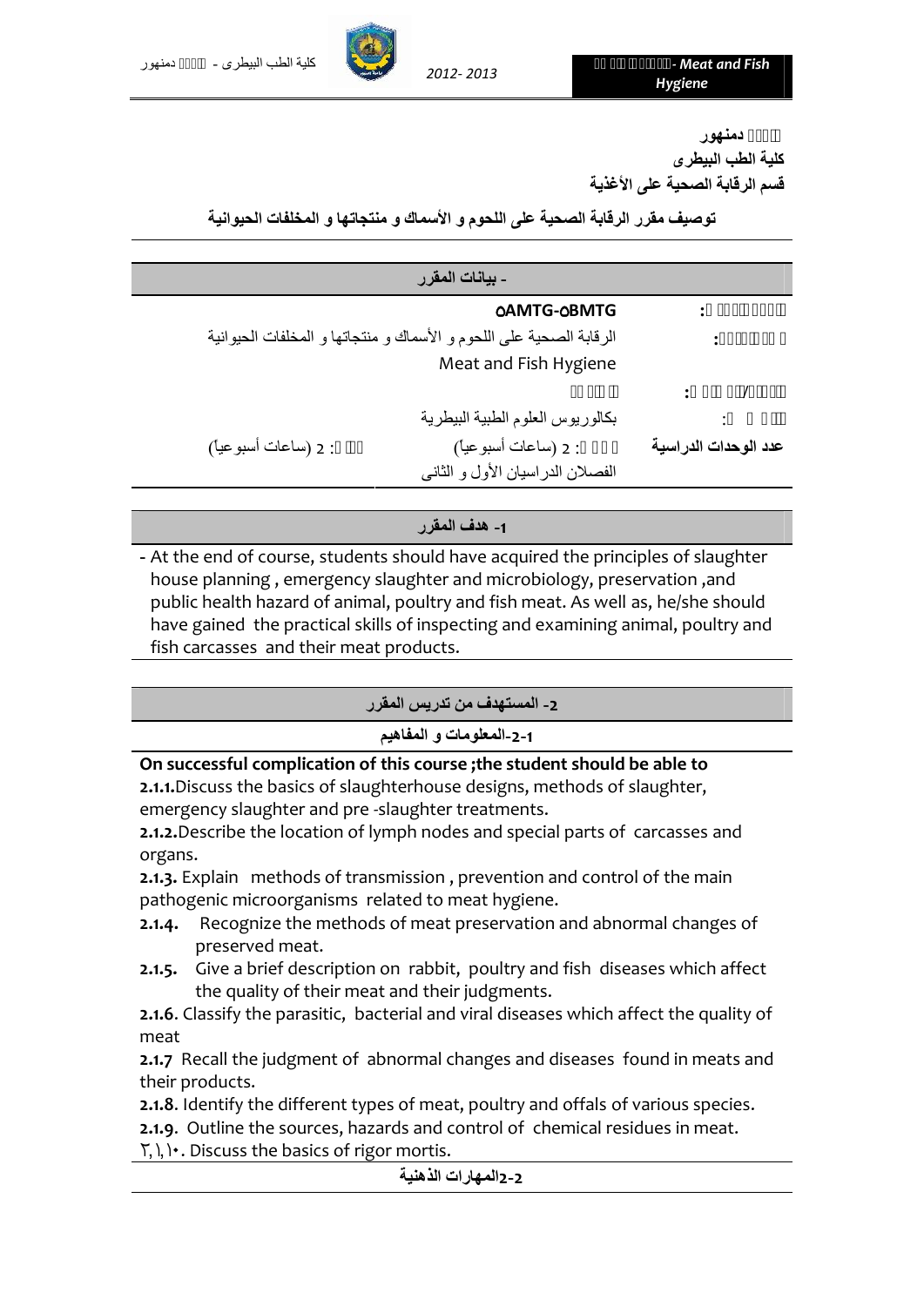جامعة دمنهور
كلية الطب البيطرى
قسم الرقابة الصحية على الأغذية

## توصيف مقرر الرقابة الصحية على اللحوم و الأسماك و منتجاتها و المخلفات الحيوانية

### - بيانات المقرر

| | |
|---|---|
| : | 5AMTG-5BMTG |
| : | الرقابة الصحية على اللحوم و الأسماك و منتجاتها و المخلفات الحيوانية |
| | Meat and Fish Hygiene |
| : | |
| : | بكالوريوس العلوم الطبية البيطرية |
| **عدد الوحدات الدراسية** | : 2 (ساعات أسبوعيا) — : 2 (ساعات أسبوعياً) |
| | الفصلان الدراسيان الأول و الثانى |

### 1- هدف المقرر

- At the end of course, students should have acquired the principles of slaughter house planning , emergency slaughter and microbiology, preservation ,and public health hazard of animal, poultry and fish meat. As well as, he/she should have gained the practical skills of inspecting and examining animal, poultry and fish carcasses and their meat products.

### 2- المستهدف من تدريس المقرر

#### 2-1-المعلومات و المفاهيم

**On successful complication of this course ;the student should be able to**

**2.1.1.** Discuss the basics of slaughterhouse designs, methods of slaughter, emergency slaughter and pre -slaughter treatments.

**2.1.2.** Describe the location of lymph nodes and special parts of carcasses and organs.

**2.1.3.** Explain methods of transmission , prevention and control of the main pathogenic microorganisms related to meat hygiene.

**2.1.4.** Recognize the methods of meat preservation and abnormal changes of preserved meat.

**2.1.5.** Give a brief description on rabbit, poultry and fish diseases which affect the quality of their meat and their judgments.

**2.1.6**. Classify the parasitic, bacterial and viral diseases which affect the quality of meat

**2.1.7** Recall the judgment of abnormal changes and diseases found in meats and their products.

**2.1.8**. Identify the different types of meat, poultry and offals of various species.

**2.1.9**. Outline the sources, hazards and control of chemical residues in meat.

٢,١,١٠. Discuss the basics of rigor mortis.

#### 2-2المهارات الذهنية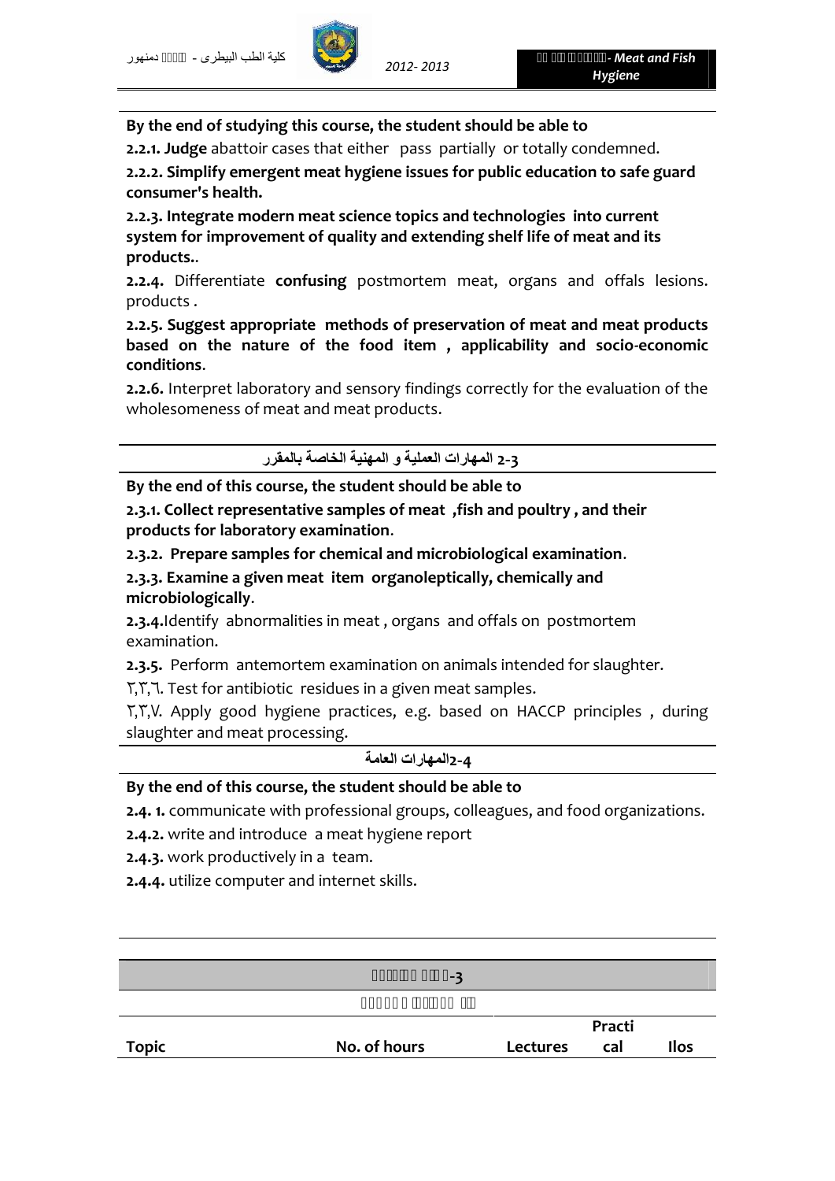By the end of studying this course, the student should be able to

**2.2.1. Judge** abattoir cases that either pass partially or totally condemned.

**2.2.2. Simplify emergent meat hygiene issues for public education to safe guard consumer's health.**

**2.2.3. Integrate modern meat science topics and technologies into current system for improvement of quality and extending shelf life of meat and its products.**.

**2.2.4.** Differentiate **confusing** postmortem meat, organs and offals lesions. products .

**2.2.5. Suggest appropriate methods of preservation of meat and meat products based on the nature of the food item , applicability and socio-economic conditions**.

**2.2.6.** Interpret laboratory and sensory findings correctly for the evaluation of the wholesomeness of meat and meat products.

## 2-3 المهارات العملية و المهنية الخاصة بالمقرر

**By the end of this course, the student should be able to**

**2.3.1. Collect representative samples of meat ,fish and poultry , and their products for laboratory examination**.

**2.3.2. Prepare samples for chemical and microbiological examination**.

**2.3.3. Examine a given meat item organoleptically, chemically and microbiologically**.

**2.3.4.**Identify abnormalities in meat , organs and offals on postmortem examination.

**2.3.5.** Perform antemortem examination on animals intended for slaughter.

٢,٣,٦. Test for antibiotic residues in a given meat samples.

٢,٣,٧. Apply good hygiene practices, e.g. based on HACCP principles , during slaughter and meat processing.

## 2-4المهارات العامة

**By the end of this course, the student should be able to**

**2.4. 1.** communicate with professional groups, colleagues, and food organizations.

**2.4.2.** write and introduce a meat hygiene report

**2.4.3.** work productively in a team.

**2.4.4.** utilize computer and internet skills.

| Topic | No. of hours | Lectures | Practical | Ilos |
|---|---|---|---|---|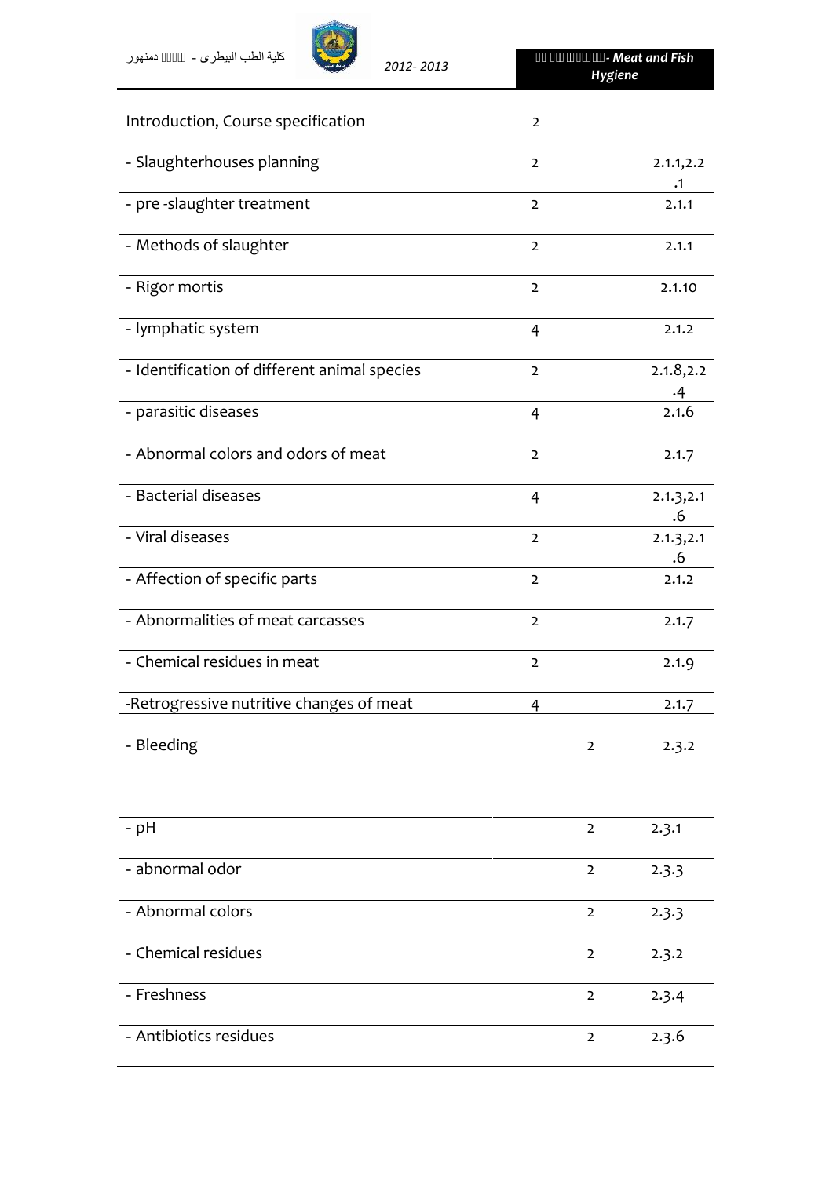| | | | |
|---|---|---|---|
| Introduction, Course specification | 2 | | |
| - Slaughterhouses planning | 2 | | 2.1.1,2.2.1 |
| - pre -slaughter treatment | 2 | | 2.1.1 |
| - Methods of slaughter | 2 | | 2.1.1 |
| - Rigor mortis | 2 | | 2.1.10 |
| - lymphatic system | 4 | | 2.1.2 |
| - Identification of different animal species | 2 | | 2.1.8,2.2.4 |
| - parasitic diseases | 4 | | 2.1.6 |
| - Abnormal colors and odors of meat | 2 | | 2.1.7 |
| - Bacterial diseases | 4 | | 2.1.3,2.1.6 |
| - Viral diseases | 2 | | 2.1.3,2.1.6 |
| - Affection of specific parts | 2 | | 2.1.2 |
| - Abnormalities of meat carcasses | 2 | | 2.1.7 |
| - Chemical residues in meat | 2 | | 2.1.9 |
| -Retrogressive nutritive changes of meat | 4 | | 2.1.7 |
| - Bleeding | | 2 | 2.3.2 |
| - pH | | 2 | 2.3.1 |
| - abnormal odor | | 2 | 2.3.3 |
| - Abnormal colors | | 2 | 2.3.3 |
| - Chemical residues | | 2 | 2.3.2 |
| - Freshness | | 2 | 2.3.4 |
| - Antibiotics residues | | 2 | 2.3.6 |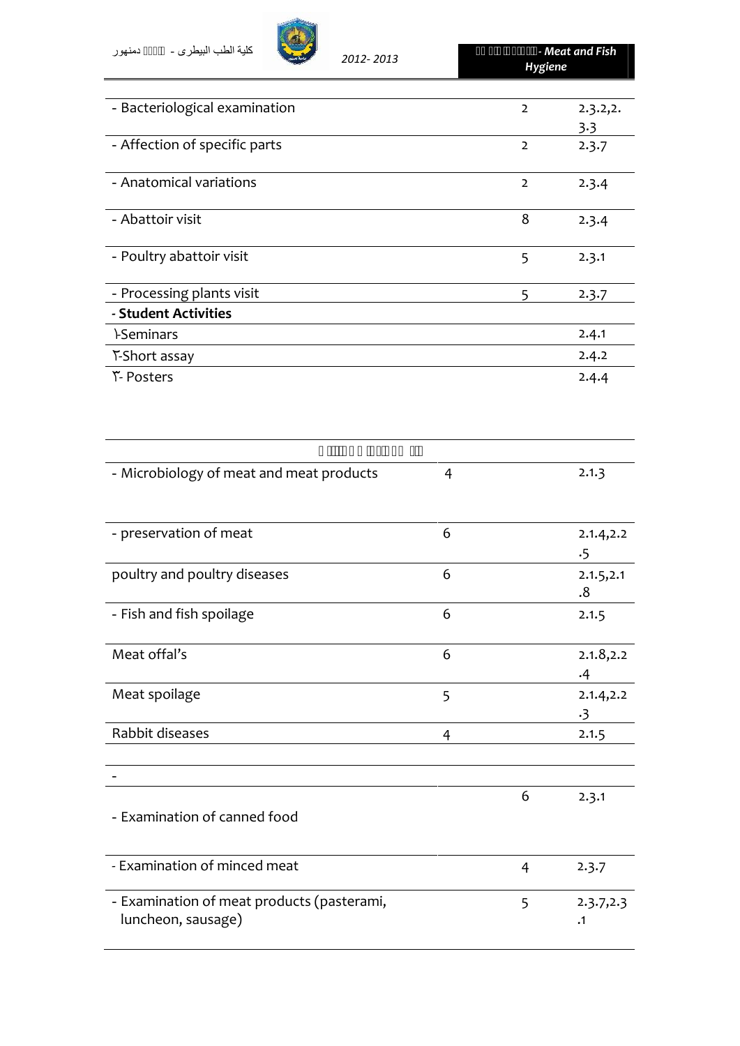| | | | |
|---|---|---|---|
| - Bacteriological examination | | 2 | 2.3.2,2.3.3 |
| - Affection of specific parts | | 2 | 2.3.7 |
| - Anatomical variations | | 2 | 2.3.4 |
| - Abattoir visit | | 8 | 2.3.4 |
| - Poultry abattoir visit | | 5 | 2.3.1 |
| - Processing plants visit | | 5 | 2.3.7 |
| - **Student Activities** | | | |
| ١-Seminars | | | 2.4.1 |
| ٢-Short assay | | | 2.4.2 |
| ٣- Posters | | | 2.4.4 |

| | | | |
|---|---|---|---|
| - Microbiology of meat and meat products | 4 | | 2.1.3 |
| - preservation of meat | 6 | | 2.1.4,2.2.5 |
| poultry and poultry diseases | 6 | | 2.1.5,2.1.8 |
| - Fish and fish spoilage | 6 | | 2.1.5 |
| Meat offal's | 6 | | 2.1.8,2.2.4 |
| Meat spoilage | 5 | | 2.1.4,2.2.3 |
| Rabbit diseases | 4 | | 2.1.5 |
| | | | |
| - | | | |
| - Examination of canned food | | 6 | 2.3.1 |
| - Examination of minced meat | | 4 | 2.3.7 |
| - Examination of meat products (pasterami, luncheon, sausage) | | 5 | 2.3.7,2.3.1 |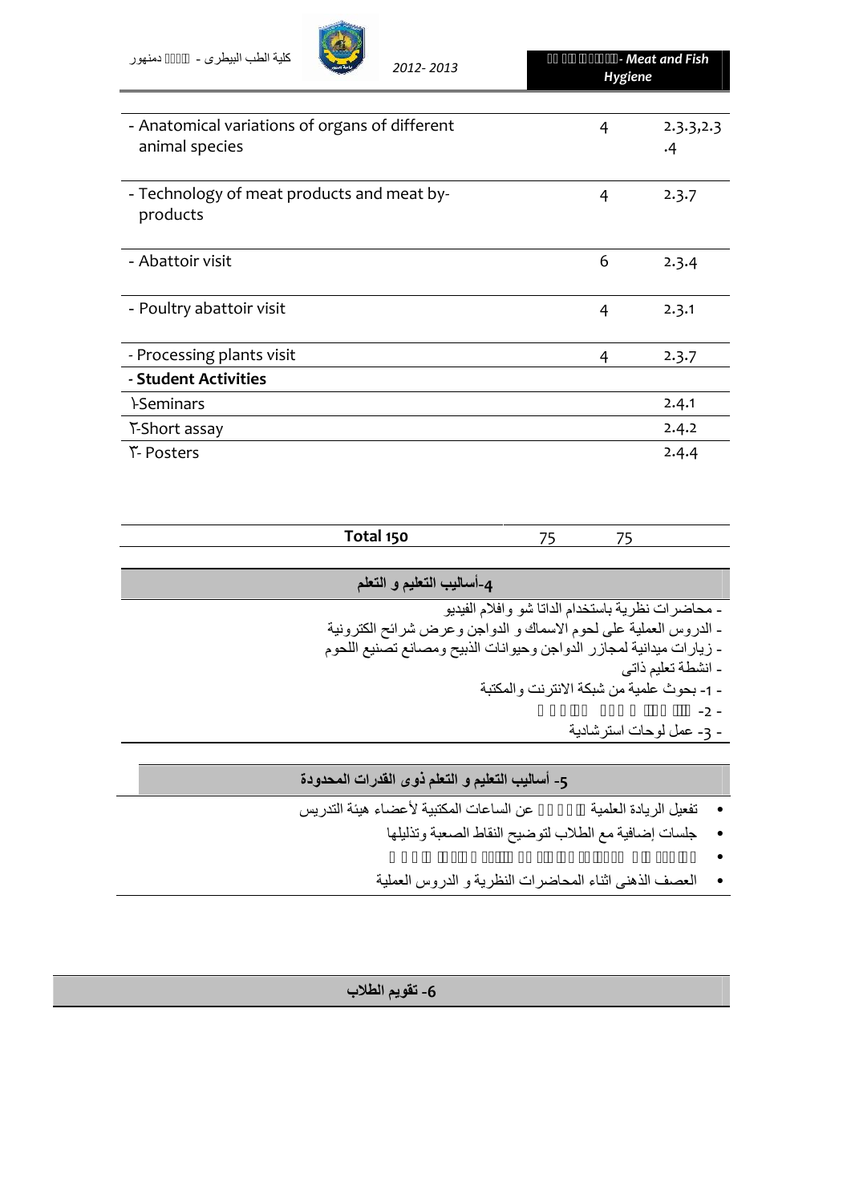| | | |
|---|---|---|
| - Anatomical variations of organs of different animal species | 4 | 2.3.3,2.3.4 |
| - Technology of meat products and meat by-products | 4 | 2.3.7 |
| - Abattoir visit | 6 | 2.3.4 |
| - Poultry abattoir visit | 4 | 2.3.1 |
| - Processing plants visit | 4 | 2.3.7 |
| **- Student Activities** | | |
| ١-Seminars | | 2.4.1 |
| ٢-Short assay | | 2.4.2 |
| ٣- Posters | | 2.4.4 |
| **Total 150** | 75 | 75 |

## 4-أساليب التعليم و التعلم

- محاضرات نظرية باستخدام الداتا شو وافلام الفيديو
- الدروس العملية على لحوم الاسماك و الدواجن وعرض شرائح الكترونية
- زيارات ميدانية لمجازر الدواجن وحيوانات الذبيح ومصانع تصنيع اللحوم
- انشطة تعليم ذاتى
- 1- بحوث علمية من شبكة الانترنت والمكتبة
- 2-
- 3- عمل لوحات استرشادية

## 5- أساليب التعليم و التعلم ذوى القدرات المحدودة

- تفعيل الريادة العلمية عن الساعات المكتبية لأعضاء هيئة التدريس
- جلسات إضافية مع الطلاب لتوضيح النقاط الصعبة وتذليلها
- 
- العصف الذهنى اثناء المحاضرات النظرية و الدروس العملية

## 6- تقويم الطلاب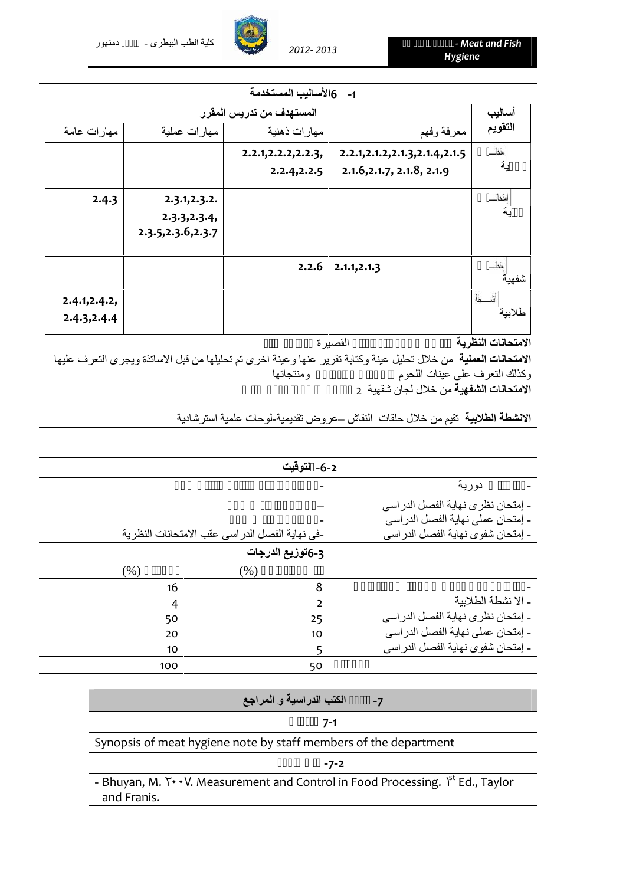### 6-1 الأساليب المستخدمة

| أساليب التقويم | المستهدف من تدريس المقرر | | | |
|---|---|---|---|---|
| | معرفة وفهم | مهارات ذهنية | مهارات عملية | مهارات عامة |
| امتحانات نظرية | 2.2.1,2.1.2,2.1.3,2.1.4,2.1.5 2.1.6,2.1.7, 2.1.8, 2.1.9 | 2.2.1,2.2.2,2.2.3, 2.2.4,2.2.5 | | |
| امتحانات عملية | | | 2.3.1,2.3.2. 2.3.3,2.3.4, 2.3.5,2.3.6,2.3.7 | 2.4.3 |
| امتحانات شفهية | 2.1.1,2.1.3 | 2.2.6 | | |
| أنشطة طلابية | | | | 2.4.1,2.4.2, 2.4.3,2.4.4 |

**الامتحانات النظرية** القصيرة

**الامتحانات العملية** من خلال تحليل عينة وكتابة تقرير عنها وعينة اخرى تم تحليلها من قبل الاساتذة ويجرى التعرف عليها وكذلك التعرف على عينات اللحوم ومنتجاتها

**الامتحانات الشفهية** من خلال لجان شفهية 2

**الانشطة الطلابية** تقيم من خلال حلقات النقاش –عروض تقديمية-لوحات علمية استرشادية

### 6-2 التوقيت

| | |
|---|---|
| - دورية | - |
| - إمتحان نظرى نهاية الفصل الدراسى | – |
| - إمتحان عملى نهاية الفصل الدراسى | - |
| - إمتحان شفوى نهاية الفصل الدراسى | -فى نهاية الفصل الدراسى عقب الامتحانات النظرية |

### 6-3 توزيع الدرجات

| | (%) | (%) |
|---|---|---|
| - | 8 | 16 |
| - الا نشطة الطلابية | 2 | 4 |
| - إمتحان نظرى نهاية الفصل الدراسى | 25 | 50 |
| - إمتحان عملى نهاية الفصل الدراسى | 10 | 20 |
| - إمتحان شفوى نهاية الفصل الدراسى | 5 | 10 |
| | 50 | 100 |

### 7- الكتب الدراسية و المراجع

**7-1**

Synopsis of meat hygiene note by staff members of the department

**7-2**

- Bhuyan, M. ٢٠٠٧. Measurement and Control in Food Processing. ١st Ed., Taylor and Franis.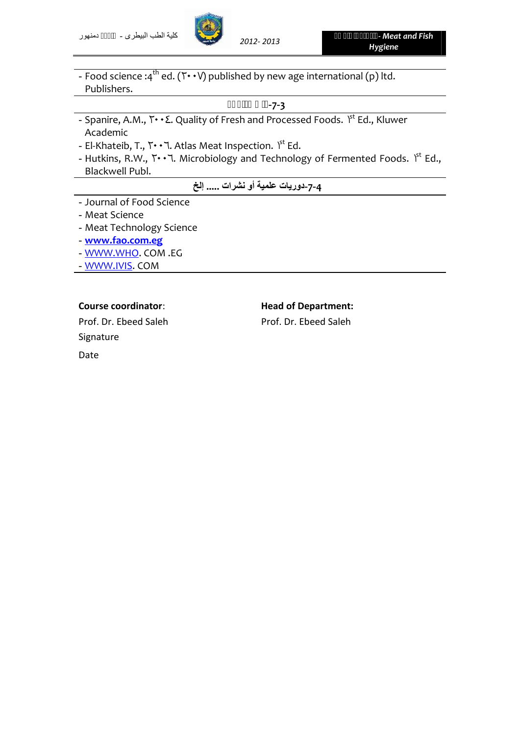- Food science :4th ed. (٢٠٠٧) published by new age international (p) ltd. Publishers.

## 7-3-

- Spanire, A.M., ٢٠٠٤. Quality of Fresh and Processed Foods. ١st Ed., Kluwer Academic
- El-Khateib, T., ٢٠٠٦. Atlas Meat Inspection. ١st Ed.
- Hutkins, R.W., ٢٠٠٦. Microbiology and Technology of Fermented Foods. ١st Ed., Blackwell Publ.

## 7-4-دوريات علمية أو نشرات ..... إلخ

- Journal of Food Science
- Meat Science
- Meat Technology Science
- **www.fao.com.eg**
- WWW.WHO. COM .EG
- WWW.IVIS. COM

**Course coordinator**:

Prof. Dr. Ebeed Saleh

Signature

Date

**Head of Department:**

Prof. Dr. Ebeed Saleh